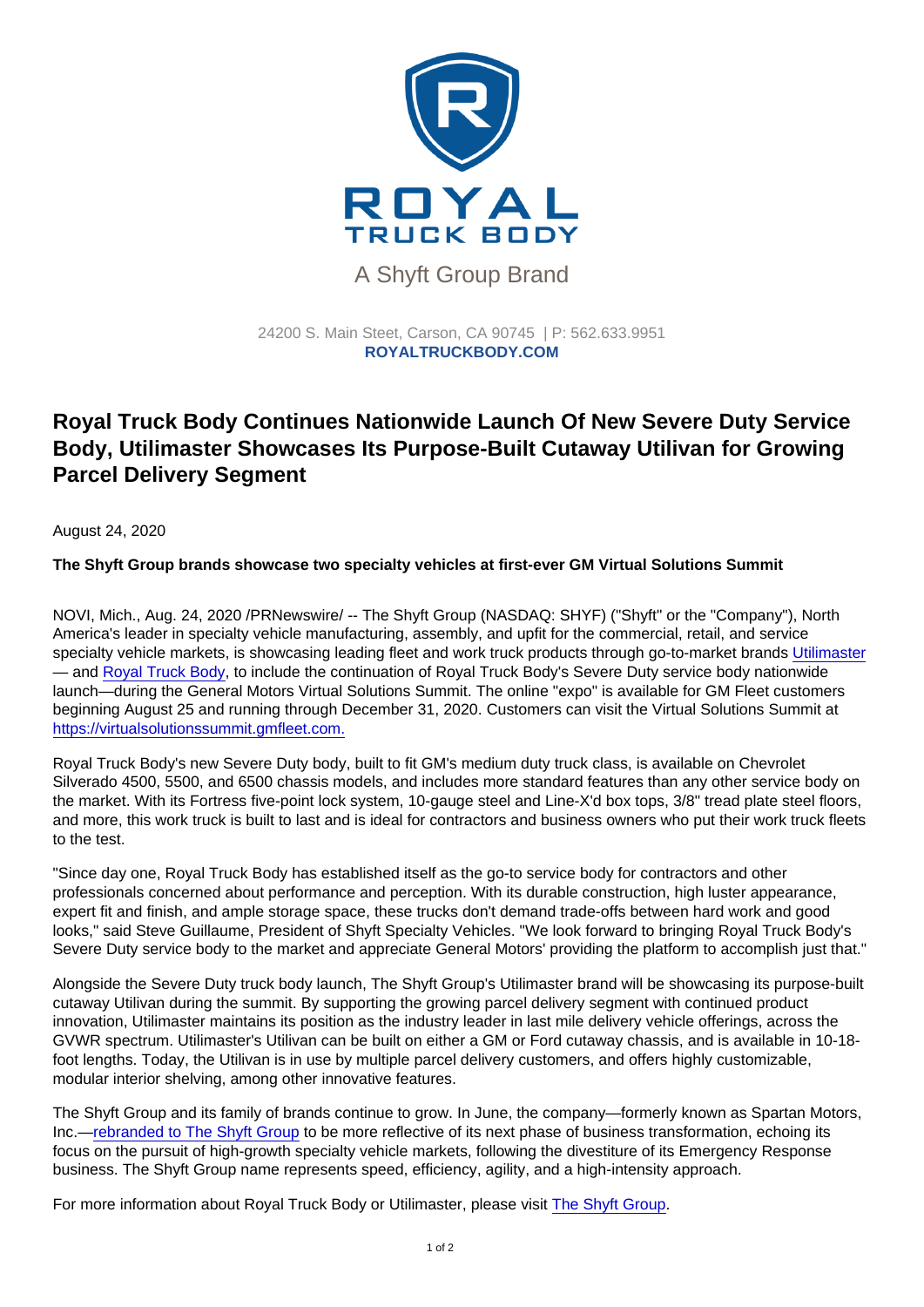ROYAL TRUCK BODY

A Shyft Group Brand

24200 S. Main Steet, Carson, CA 90745 | P: 562.633.9951
**ROYALTRUCKBODY.COM**

# Royal Truck Body Continues Nationwide Launch Of New Severe Duty Service Body, Utilimaster Showcases Its Purpose-Built Cutaway Utilivan for Growing Parcel Delivery Segment

August 24, 2020

**The Shyft Group brands showcase two specialty vehicles at first-ever GM Virtual Solutions Summit**

NOVI, Mich., Aug. 24, 2020 /PRNewswire/ -- The Shyft Group (NASDAQ: SHYF) ("Shyft" or the "Company"), North America's leader in specialty vehicle manufacturing, assembly, and upfit for the commercial, retail, and service specialty vehicle markets, is showcasing leading fleet and work truck products through go-to-market brands Utilimaster — and Royal Truck Body, to include the continuation of Royal Truck Body's Severe Duty service body nationwide launch—during the General Motors Virtual Solutions Summit. The online "expo" is available for GM Fleet customers beginning August 25 and running through December 31, 2020. Customers can visit the Virtual Solutions Summit at https://virtualsolutionssummit.gmfleet.com.

Royal Truck Body's new Severe Duty body, built to fit GM's medium duty truck class, is available on Chevrolet Silverado 4500, 5500, and 6500 chassis models, and includes more standard features than any other service body on the market. With its Fortress five-point lock system, 10-gauge steel and Line-X'd box tops, 3/8" tread plate steel floors, and more, this work truck is built to last and is ideal for contractors and business owners who put their work truck fleets to the test.

"Since day one, Royal Truck Body has established itself as the go-to service body for contractors and other professionals concerned about performance and perception. With its durable construction, high luster appearance, expert fit and finish, and ample storage space, these trucks don't demand trade-offs between hard work and good looks," said Steve Guillaume, President of Shyft Specialty Vehicles. "We look forward to bringing Royal Truck Body's Severe Duty service body to the market and appreciate General Motors' providing the platform to accomplish just that."

Alongside the Severe Duty truck body launch, The Shyft Group's Utilimaster brand will be showcasing its purpose-built cutaway Utilivan during the summit. By supporting the growing parcel delivery segment with continued product innovation, Utilimaster maintains its position as the industry leader in last mile delivery vehicle offerings, across the GVWR spectrum. Utilimaster's Utilivan can be built on either a GM or Ford cutaway chassis, and is available in 10-18-foot lengths. Today, the Utilivan is in use by multiple parcel delivery customers, and offers highly customizable, modular interior shelving, among other innovative features.

The Shyft Group and its family of brands continue to grow. In June, the company—formerly known as Spartan Motors, Inc.—rebranded to The Shyft Group to be more reflective of its next phase of business transformation, echoing its focus on the pursuit of high-growth specialty vehicle markets, following the divestiture of its Emergency Response business. The Shyft Group name represents speed, efficiency, agility, and a high-intensity approach.

For more information about Royal Truck Body or Utilimaster, please visit The Shyft Group.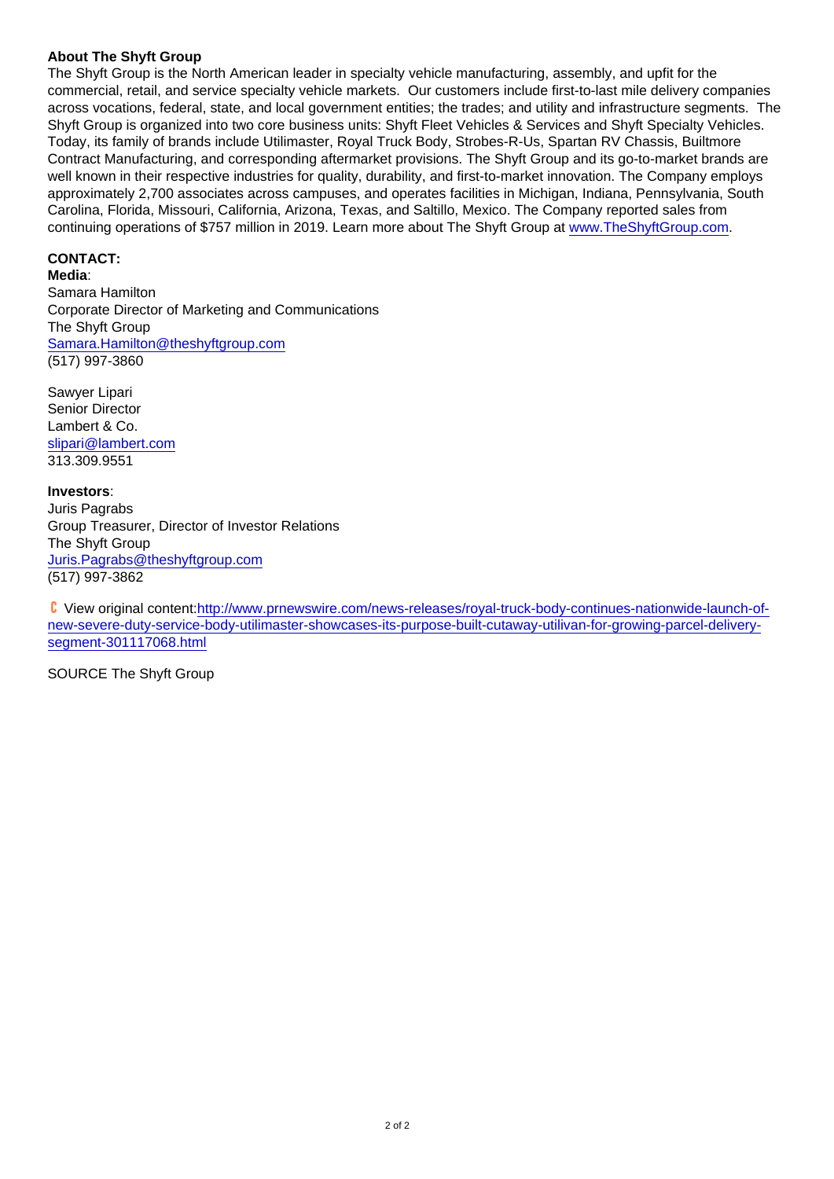**About The Shyft Group**

The Shyft Group is the North American leader in specialty vehicle manufacturing, assembly, and upfit for the commercial, retail, and service specialty vehicle markets. Our customers include first-to-last mile delivery companies across vocations, federal, state, and local government entities; the trades; and utility and infrastructure segments. The Shyft Group is organized into two core business units: Shyft Fleet Vehicles & Services and Shyft Specialty Vehicles. Today, its family of brands include Utilimaster, Royal Truck Body, Strobes-R-Us, Spartan RV Chassis, Builtmore Contract Manufacturing, and corresponding aftermarket provisions. The Shyft Group and its go-to-market brands are well known in their respective industries for quality, durability, and first-to-market innovation. The Company employs approximately 2,700 associates across campuses, and operates facilities in Michigan, Indiana, Pennsylvania, South Carolina, Florida, Missouri, California, Arizona, Texas, and Saltillo, Mexico. The Company reported sales from continuing operations of $757 million in 2019. Learn more about The Shyft Group at www.TheShyftGroup.com.

**CONTACT:**

**Media**:

Samara Hamilton
Corporate Director of Marketing and Communications
The Shyft Group
Samara.Hamilton@theshyftgroup.com
(517) 997-3860

Sawyer Lipari
Senior Director
Lambert & Co.
slipari@lambert.com
313.309.9551

**Investors**:

Juris Pagrabs
Group Treasurer, Director of Investor Relations
The Shyft Group
Juris.Pagrabs@theshyftgroup.com
(517) 997-3862

View original content:http://www.prnewswire.com/news-releases/royal-truck-body-continues-nationwide-launch-of-new-severe-duty-service-body-utilimaster-showcases-its-purpose-built-cutaway-utilivan-for-growing-parcel-delivery-segment-301117068.html

SOURCE The Shyft Group